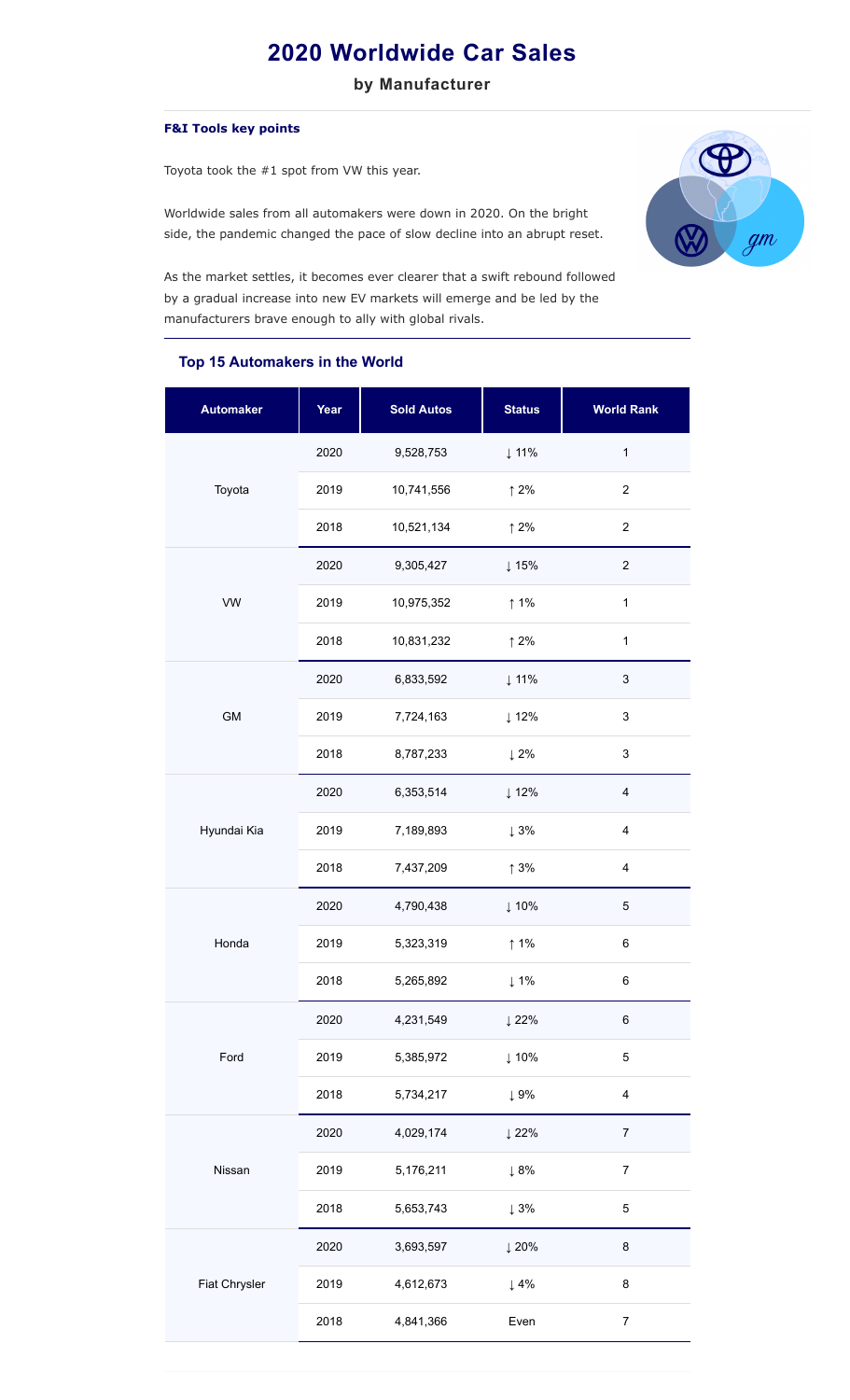# 2020 Worldwide Car Sales

## by Manufacturer

**F&I Tools key points**

Toyota took the #1 spot from VW this year.

Worldwide sales from all automakers were down in 2020. On the bright side, the pandemic changed the pace of slow decline into an abrupt reset.

As the market settles, it becomes ever clearer that a swift rebound followed by a gradual increase into new EV markets will emerge and be led by the manufacturers brave enough to ally with global rivals.

### Top 15 Automakers in the World

| Automaker | Year | Sold Autos | Status | World Rank |
|---|---|---|---|---|
| Toyota | 2020 | 9,528,753 | ↓ 11% | 1 |
| | 2019 | 10,741,556 | ↑ 2% | 2 |
| | 2018 | 10,521,134 | ↑ 2% | 2 |
| VW | 2020 | 9,305,427 | ↓ 15% | 2 |
| | 2019 | 10,975,352 | ↑ 1% | 1 |
| | 2018 | 10,831,232 | ↑ 2% | 1 |
| GM | 2020 | 6,833,592 | ↓ 11% | 3 |
| | 2019 | 7,724,163 | ↓ 12% | 3 |
| | 2018 | 8,787,233 | ↓ 2% | 3 |
| Hyundai Kia | 2020 | 6,353,514 | ↓ 12% | 4 |
| | 2019 | 7,189,893 | ↓ 3% | 4 |
| | 2018 | 7,437,209 | ↑ 3% | 4 |
| Honda | 2020 | 4,790,438 | ↓ 10% | 5 |
| | 2019 | 5,323,319 | ↑ 1% | 6 |
| | 2018 | 5,265,892 | ↓ 1% | 6 |
| Ford | 2020 | 4,231,549 | ↓ 22% | 6 |
| | 2019 | 5,385,972 | ↓ 10% | 5 |
| | 2018 | 5,734,217 | ↓ 9% | 4 |
| Nissan | 2020 | 4,029,174 | ↓ 22% | 7 |
| | 2019 | 5,176,211 | ↓ 8% | 7 |
| | 2018 | 5,653,743 | ↓ 3% | 5 |
| Fiat Chrysler | 2020 | 3,693,597 | ↓ 20% | 8 |
| | 2019 | 4,612,673 | ↓ 4% | 8 |
| | 2018 | 4,841,366 | Even | 7 |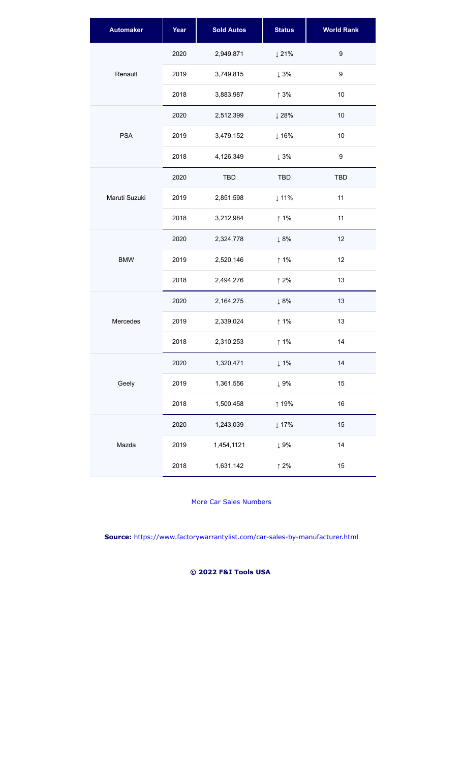| Automaker | Year | Sold Autos | Status | World Rank |
| --- | --- | --- | --- | --- |
| Renault | 2020 | 2,949,871 | ↓ 21% | 9 |
| | 2019 | 3,749,815 | ↓ 3% | 9 |
| | 2018 | 3,883,987 | ↑ 3% | 10 |
| PSA | 2020 | 2,512,399 | ↓ 28% | 10 |
| | 2019 | 3,479,152 | ↓ 16% | 10 |
| | 2018 | 4,126,349 | ↓ 3% | 9 |
| Maruti Suzuki | 2020 | TBD | TBD | TBD |
| | 2019 | 2,851,598 | ↓ 11% | 11 |
| | 2018 | 3,212,984 | ↑ 1% | 11 |
| BMW | 2020 | 2,324,778 | ↓ 8% | 12 |
| | 2019 | 2,520,146 | ↑ 1% | 12 |
| | 2018 | 2,494,276 | ↑ 2% | 13 |
| Mercedes | 2020 | 2,164,275 | ↓ 8% | 13 |
| | 2019 | 2,339,024 | ↑ 1% | 13 |
| | 2018 | 2,310,253 | ↑ 1% | 14 |
| Geely | 2020 | 1,320,471 | ↓ 1% | 14 |
| | 2019 | 1,361,556 | ↓ 9% | 15 |
| | 2018 | 1,500,458 | ↑ 19% | 16 |
| Mazda | 2020 | 1,243,039 | ↓ 17% | 15 |
| | 2019 | 1,454,1121 | ↓ 9% | 14 |
| | 2018 | 1,631,142 | ↑ 2% | 15 |

More Car Sales Numbers

**Source:** https://www.factorywarrantylist.com/car-sales-by-manufacturer.html

**© 2022 F&I Tools USA**